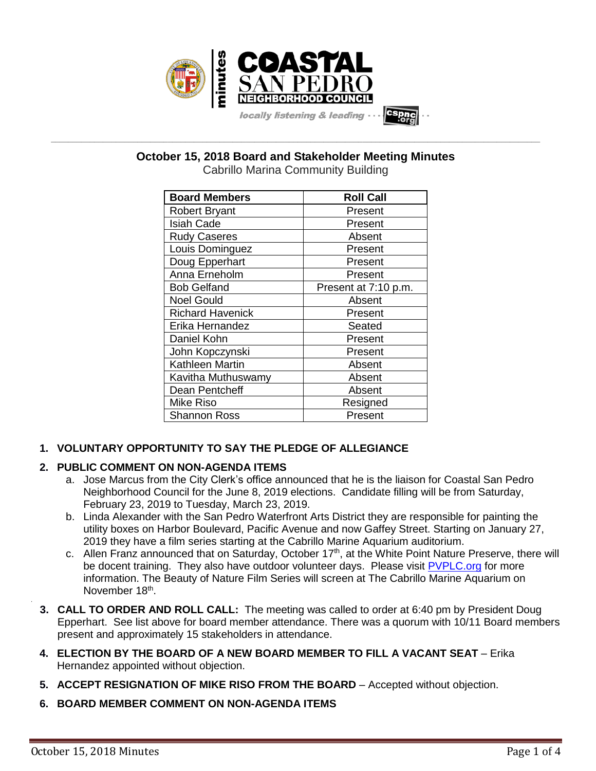# October 15, 2018 Board and Stakeholder Meeting Minutes

Cabrillo Marina Community Building

| Board Members | Roll Call |
|---|---|
| Robert Bryant | Present |
| Isiah Cade | Present |
| Rudy Caseres | Absent |
| Louis Dominguez | Present |
| Doug Epperhart | Present |
| Anna Erneholm | Present |
| Bob Gelfand | Present at 7:10 p.m. |
| Noel Gould | Absent |
| Richard Havenick | Present |
| Erika Hernandez | Seated |
| Daniel Kohn | Present |
| John Kopczynski | Present |
| Kathleen Martin | Absent |
| Kavitha Muthuswamy | Absent |
| Dean Pentcheff | Absent |
| Mike Riso | Resigned |
| Shannon Ross | Present |

1. **VOLUNTARY OPPORTUNITY TO SAY THE PLEDGE OF ALLEGIANCE**

2. **PUBLIC COMMENT ON NON-AGENDA ITEMS**
   a. Jose Marcus from the City Clerk's office announced that he is the liaison for Coastal San Pedro Neighborhood Council for the June 8, 2019 elections. Candidate filling will be from Saturday, February 23, 2019 to Tuesday, March 23, 2019.
   b. Linda Alexander with the San Pedro Waterfront Arts District they are responsible for painting the utility boxes on Harbor Boulevard, Pacific Avenue and now Gaffey Street. Starting on January 27, 2019 they have a film series starting at the Cabrillo Marine Aquarium auditorium.
   c. Allen Franz announced that on Saturday, October 17th, at the White Point Nature Preserve, there will be docent training. They also have outdoor volunteer days. Please visit PVPLC.org for more information. The Beauty of Nature Film Series will screen at The Cabrillo Marine Aquarium on November 18th.

3. **CALL TO ORDER AND ROLL CALL:** The meeting was called to order at 6:40 pm by President Doug Epperhart. See list above for board member attendance. There was a quorum with 10/11 Board members present and approximately 15 stakeholders in attendance.

4. **ELECTION BY THE BOARD OF A NEW BOARD MEMBER TO FILL A VACANT SEAT** – Erika Hernandez appointed without objection.

5. **ACCEPT RESIGNATION OF MIKE RISO FROM THE BOARD** – Accepted without objection.

6. **BOARD MEMBER COMMENT ON NON-AGENDA ITEMS**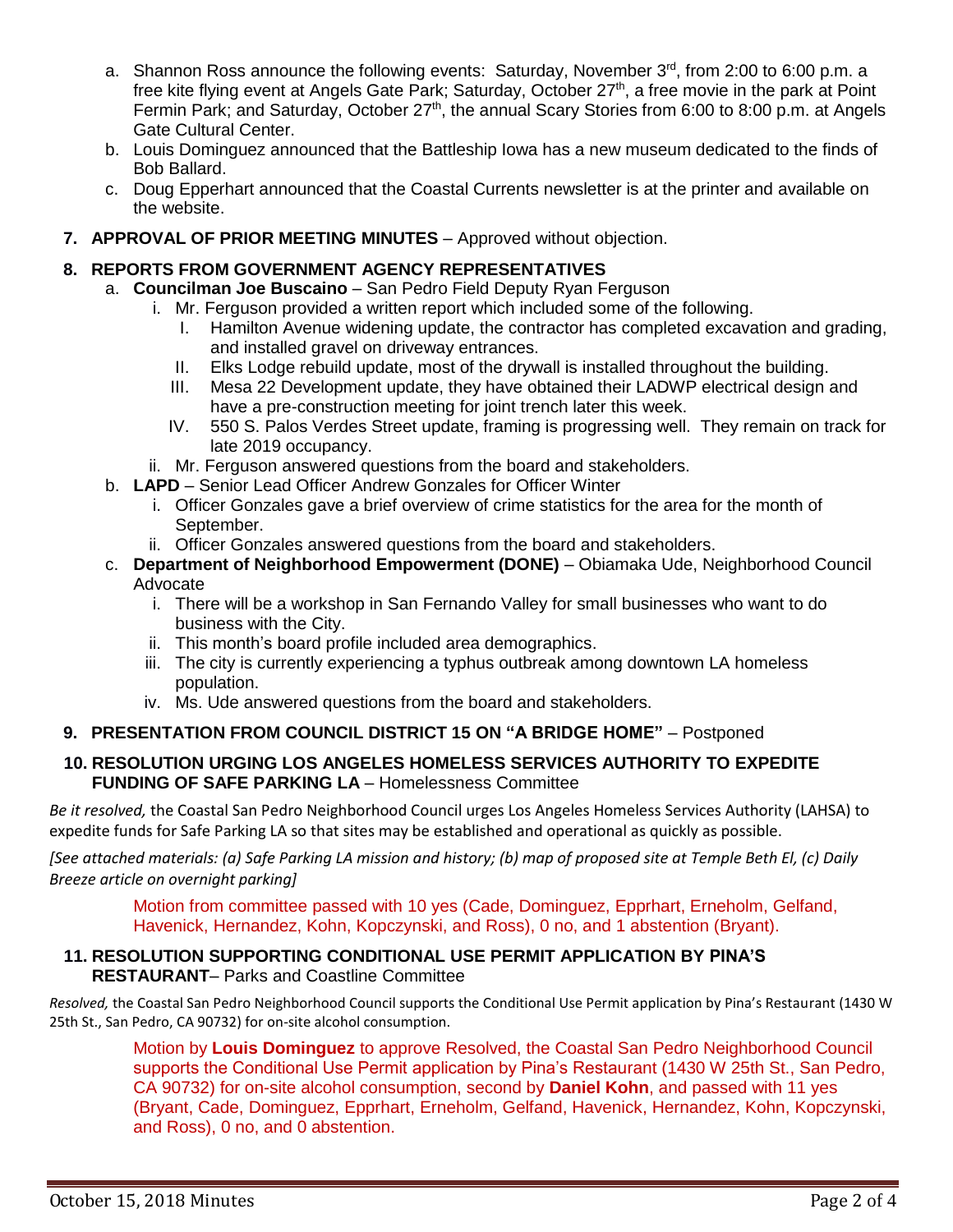a. Shannon Ross announce the following events: Saturday, November 3rd, from 2:00 to 6:00 p.m. a free kite flying event at Angels Gate Park; Saturday, October 27th, a free movie in the park at Point Fermin Park; and Saturday, October 27th, the annual Scary Stories from 6:00 to 8:00 p.m. at Angels Gate Cultural Center.

b. Louis Dominguez announced that the Battleship Iowa has a new museum dedicated to the finds of Bob Ballard.

c. Doug Epperhart announced that the Coastal Currents newsletter is at the printer and available on the website.

**7. APPROVAL OF PRIOR MEETING MINUTES** – Approved without objection.

**8. REPORTS FROM GOVERNMENT AGENCY REPRESENTATIVES**

a. **Councilman Joe Buscaino** – San Pedro Field Deputy Ryan Ferguson

   i. Mr. Ferguson provided a written report which included some of the following.

      I. Hamilton Avenue widening update, the contractor has completed excavation and grading, and installed gravel on driveway entrances.

      II. Elks Lodge rebuild update, most of the drywall is installed throughout the building.

      III. Mesa 22 Development update, they have obtained their LADWP electrical design and have a pre-construction meeting for joint trench later this week.

      IV. 550 S. Palos Verdes Street update, framing is progressing well. They remain on track for late 2019 occupancy.

   ii. Mr. Ferguson answered questions from the board and stakeholders.

b. **LAPD** – Senior Lead Officer Andrew Gonzales for Officer Winter

   i. Officer Gonzales gave a brief overview of crime statistics for the area for the month of September.

   ii. Officer Gonzales answered questions from the board and stakeholders.

c. **Department of Neighborhood Empowerment (DONE)** – Obiamaka Ude, Neighborhood Council Advocate

   i. There will be a workshop in San Fernando Valley for small businesses who want to do business with the City.

   ii. This month's board profile included area demographics.

   iii. The city is currently experiencing a typhus outbreak among downtown LA homeless population.

   iv. Ms. Ude answered questions from the board and stakeholders.

**9. PRESENTATION FROM COUNCIL DISTRICT 15 ON "A BRIDGE HOME"** – Postponed

**10. RESOLUTION URGING LOS ANGELES HOMELESS SERVICES AUTHORITY TO EXPEDITE FUNDING OF SAFE PARKING LA** – Homelessness Committee

*Be it resolved,* the Coastal San Pedro Neighborhood Council urges Los Angeles Homeless Services Authority (LAHSA) to expedite funds for Safe Parking LA so that sites may be established and operational as quickly as possible.

*[See attached materials: (a) Safe Parking LA mission and history; (b) map of proposed site at Temple Beth El, (c) Daily Breeze article on overnight parking]*

Motion from committee passed with 10 yes (Cade, Dominguez, Epprhart, Erneholm, Gelfand, Havenick, Hernandez, Kohn, Kopczynski, and Ross), 0 no, and 1 abstention (Bryant).

**11. RESOLUTION SUPPORTING CONDITIONAL USE PERMIT APPLICATION BY PINA'S RESTAURANT**– Parks and Coastline Committee

*Resolved,* the Coastal San Pedro Neighborhood Council supports the Conditional Use Permit application by Pina's Restaurant (1430 W 25th St., San Pedro, CA 90732) for on-site alcohol consumption.

Motion by **Louis Dominguez** to approve Resolved, the Coastal San Pedro Neighborhood Council supports the Conditional Use Permit application by Pina's Restaurant (1430 W 25th St., San Pedro, CA 90732) for on-site alcohol consumption, second by **Daniel Kohn**, and passed with 11 yes (Bryant, Cade, Dominguez, Epprhart, Erneholm, Gelfand, Havenick, Hernandez, Kohn, Kopczynski, and Ross), 0 no, and 0 abstention.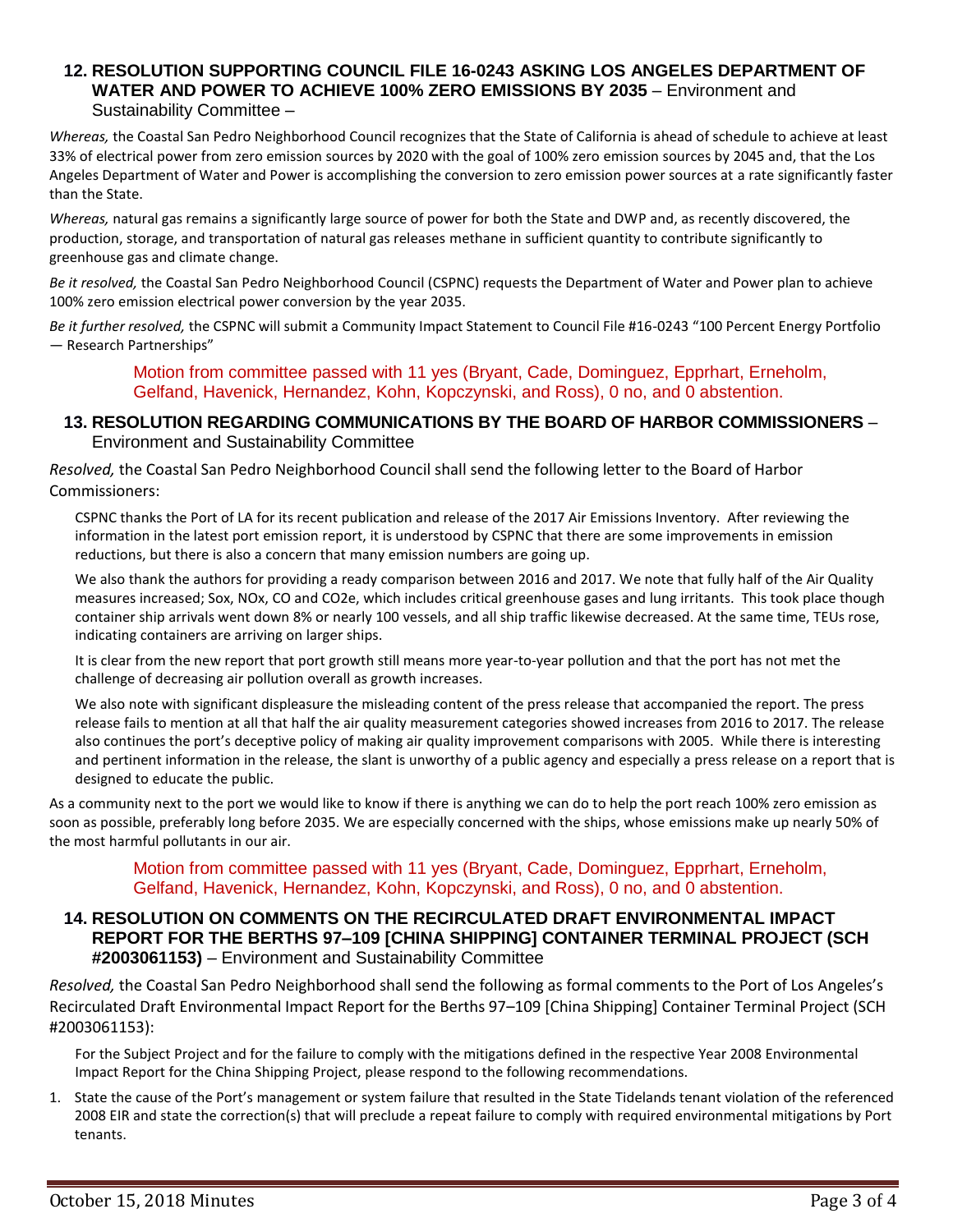**12. RESOLUTION SUPPORTING COUNCIL FILE 16-0243 ASKING LOS ANGELES DEPARTMENT OF WATER AND POWER TO ACHIEVE 100% ZERO EMISSIONS BY 2035** – Environment and Sustainability Committee –

*Whereas,* the Coastal San Pedro Neighborhood Council recognizes that the State of California is ahead of schedule to achieve at least 33% of electrical power from zero emission sources by 2020 with the goal of 100% zero emission sources by 2045 and, that the Los Angeles Department of Water and Power is accomplishing the conversion to zero emission power sources at a rate significantly faster than the State.

*Whereas,* natural gas remains a significantly large source of power for both the State and DWP and, as recently discovered, the production, storage, and transportation of natural gas releases methane in sufficient quantity to contribute significantly to greenhouse gas and climate change.

*Be it resolved,* the Coastal San Pedro Neighborhood Council (CSPNC) requests the Department of Water and Power plan to achieve 100% zero emission electrical power conversion by the year 2035.

*Be it further resolved,* the CSPNC will submit a Community Impact Statement to Council File #16-0243 "100 Percent Energy Portfolio — Research Partnerships"

Motion from committee passed with 11 yes (Bryant, Cade, Dominguez, Epprhart, Erneholm, Gelfand, Havenick, Hernandez, Kohn, Kopczynski, and Ross), 0 no, and 0 abstention.

**13. RESOLUTION REGARDING COMMUNICATIONS BY THE BOARD OF HARBOR COMMISSIONERS** – Environment and Sustainability Committee

*Resolved,* the Coastal San Pedro Neighborhood Council shall send the following letter to the Board of Harbor Commissioners:

CSPNC thanks the Port of LA for its recent publication and release of the 2017 Air Emissions Inventory. After reviewing the information in the latest port emission report, it is understood by CSPNC that there are some improvements in emission reductions, but there is also a concern that many emission numbers are going up.

We also thank the authors for providing a ready comparison between 2016 and 2017. We note that fully half of the Air Quality measures increased; Sox, NOx, CO and CO2e, which includes critical greenhouse gases and lung irritants. This took place though container ship arrivals went down 8% or nearly 100 vessels, and all ship traffic likewise decreased. At the same time, TEUs rose, indicating containers are arriving on larger ships.

It is clear from the new report that port growth still means more year-to-year pollution and that the port has not met the challenge of decreasing air pollution overall as growth increases.

We also note with significant displeasure the misleading content of the press release that accompanied the report. The press release fails to mention at all that half the air quality measurement categories showed increases from 2016 to 2017. The release also continues the port's deceptive policy of making air quality improvement comparisons with 2005. While there is interesting and pertinent information in the release, the slant is unworthy of a public agency and especially a press release on a report that is designed to educate the public.

As a community next to the port we would like to know if there is anything we can do to help the port reach 100% zero emission as soon as possible, preferably long before 2035. We are especially concerned with the ships, whose emissions make up nearly 50% of the most harmful pollutants in our air.

Motion from committee passed with 11 yes (Bryant, Cade, Dominguez, Epprhart, Erneholm, Gelfand, Havenick, Hernandez, Kohn, Kopczynski, and Ross), 0 no, and 0 abstention.

**14. RESOLUTION ON COMMENTS ON THE RECIRCULATED DRAFT ENVIRONMENTAL IMPACT REPORT FOR THE BERTHS 97–109 [CHINA SHIPPING] CONTAINER TERMINAL PROJECT (SCH #2003061153)** – Environment and Sustainability Committee

*Resolved,* the Coastal San Pedro Neighborhood shall send the following as formal comments to the Port of Los Angeles's Recirculated Draft Environmental Impact Report for the Berths 97–109 [China Shipping] Container Terminal Project (SCH #2003061153):

For the Subject Project and for the failure to comply with the mitigations defined in the respective Year 2008 Environmental Impact Report for the China Shipping Project, please respond to the following recommendations.

1. State the cause of the Port's management or system failure that resulted in the State Tidelands tenant violation of the referenced 2008 EIR and state the correction(s) that will preclude a repeat failure to comply with required environmental mitigations by Port tenants.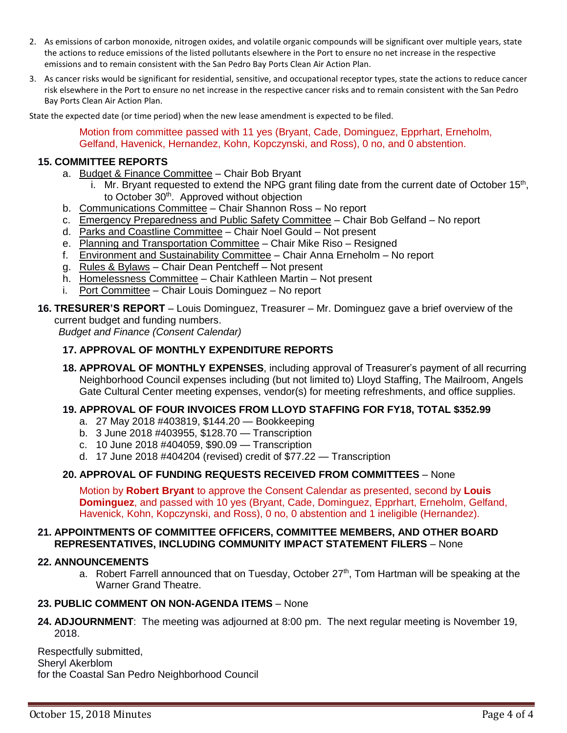2. As emissions of carbon monoxide, nitrogen oxides, and volatile organic compounds will be significant over multiple years, state the actions to reduce emissions of the listed pollutants elsewhere in the Port to ensure no net increase in the respective emissions and to remain consistent with the San Pedro Bay Ports Clean Air Action Plan.
3. As cancer risks would be significant for residential, sensitive, and occupational receptor types, state the actions to reduce cancer risk elsewhere in the Port to ensure no net increase in the respective cancer risks and to remain consistent with the San Pedro Bay Ports Clean Air Action Plan.

State the expected date (or time period) when the new lease amendment is expected to be filed.

Motion from committee passed with 11 yes (Bryant, Cade, Dominguez, Epprhart, Erneholm, Gelfand, Havenick, Hernandez, Kohn, Kopczynski, and Ross), 0 no, and 0 abstention.

**15. COMMITTEE REPORTS**

a. Budget & Finance Committee – Chair Bob Bryant
   i. Mr. Bryant requested to extend the NPG grant filing date from the current date of October 15th, to October 30th. Approved without objection
b. Communications Committee – Chair Shannon Ross – No report
c. Emergency Preparedness and Public Safety Committee – Chair Bob Gelfand – No report
d. Parks and Coastline Committee – Chair Noel Gould – Not present
e. Planning and Transportation Committee – Chair Mike Riso – Resigned
f. Environment and Sustainability Committee – Chair Anna Erneholm – No report
g. Rules & Bylaws – Chair Dean Pentcheff – Not present
h. Homelessness Committee – Chair Kathleen Martin – Not present
i. Port Committee – Chair Louis Dominguez – No report

**16. TRESURER'S REPORT** – Louis Dominguez, Treasurer – Mr. Dominguez gave a brief overview of the current budget and funding numbers.

*Budget and Finance (Consent Calendar)*

**17. APPROVAL OF MONTHLY EXPENDITURE REPORTS**

**18. APPROVAL OF MONTHLY EXPENSES**, including approval of Treasurer's payment of all recurring Neighborhood Council expenses including (but not limited to) Lloyd Staffing, The Mailroom, Angels Gate Cultural Center meeting expenses, vendor(s) for meeting refreshments, and office supplies.

**19. APPROVAL OF FOUR INVOICES FROM LLOYD STAFFING FOR FY18, TOTAL $352.99**

a. 27 May 2018 #403819, $144.20 — Bookkeeping
b. 3 June 2018 #403955, $128.70 — Transcription
c. 10 June 2018 #404059, $90.09 — Transcription
d. 17 June 2018 #404204 (revised) credit of $77.22 — Transcription

**20. APPROVAL OF FUNDING REQUESTS RECEIVED FROM COMMITTEES** – None

Motion by **Robert Bryant** to approve the Consent Calendar as presented, second by **Louis Dominguez**, and passed with 10 yes (Bryant, Cade, Dominguez, Epprhart, Erneholm, Gelfand, Havenick, Kohn, Kopczynski, and Ross), 0 no, 0 abstention and 1 ineligible (Hernandez).

**21. APPOINTMENTS OF COMMITTEE OFFICERS, COMMITTEE MEMBERS, AND OTHER BOARD REPRESENTATIVES, INCLUDING COMMUNITY IMPACT STATEMENT FILERS** – None

**22. ANNOUNCEMENTS**

a. Robert Farrell announced that on Tuesday, October 27th, Tom Hartman will be speaking at the Warner Grand Theatre.

**23. PUBLIC COMMENT ON NON-AGENDA ITEMS** – None

**24. ADJOURNMENT**: The meeting was adjourned at 8:00 pm. The next regular meeting is November 19, 2018.

Respectfully submitted,
Sheryl Akerblom
for the Coastal San Pedro Neighborhood Council